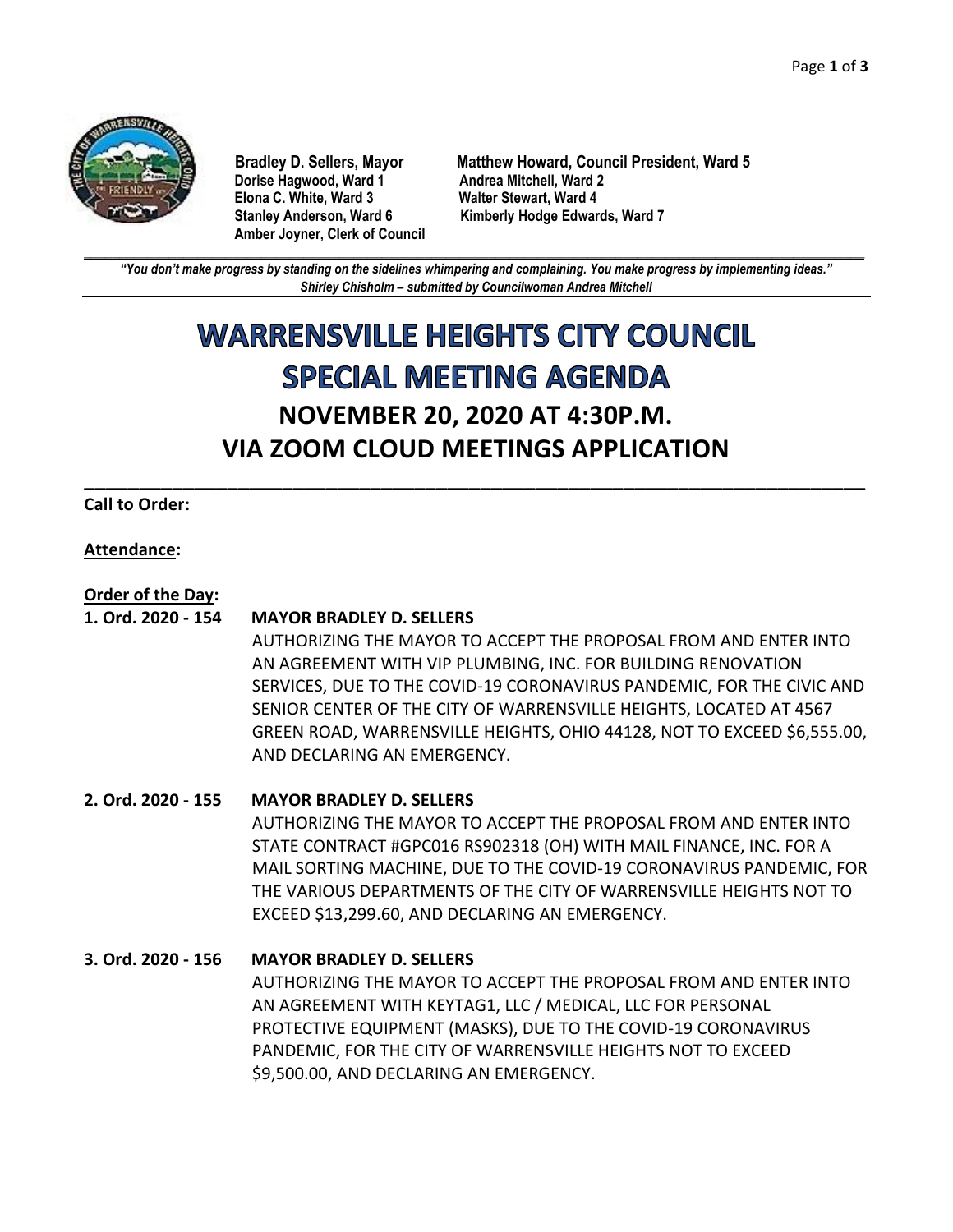**Bradley D. Sellers, Mayor**
**Matthew Howard, Council President, Ward 5**
**Dorise Hagwood, Ward 1**
**Andrea Mitchell, Ward 2**
**Elona C. White, Ward 3**
**Walter Stewart, Ward 4**
**Stanley Anderson, Ward 6**
**Kimberly Hodge Edwards, Ward 7**
**Amber Joyner, Clerk of Council**

---

***"You don't make progress by standing on the sidelines whimpering and complaining. You make progress by implementing ideas."***
***Shirley Chisholm – submitted by Councilwoman Andrea Mitchell***

# WARRENSVILLE HEIGHTS CITY COUNCIL
# SPECIAL MEETING AGENDA
## NOVEMBER 20, 2020 AT 4:30P.M.
## VIA ZOOM CLOUD MEETINGS APPLICATION

---

**Call to Order:**

**Attendance:**

**Order of the Day:**

**1. Ord. 2020 - 154 MAYOR BRADLEY D. SELLERS**
AUTHORIZING THE MAYOR TO ACCEPT THE PROPOSAL FROM AND ENTER INTO AN AGREEMENT WITH VIP PLUMBING, INC. FOR BUILDING RENOVATION SERVICES, DUE TO THE COVID-19 CORONAVIRUS PANDEMIC, FOR THE CIVIC AND SENIOR CENTER OF THE CITY OF WARRENSVILLE HEIGHTS, LOCATED AT 4567 GREEN ROAD, WARRENSVILLE HEIGHTS, OHIO 44128, NOT TO EXCEED $6,555.00, AND DECLARING AN EMERGENCY.

**2. Ord. 2020 - 155 MAYOR BRADLEY D. SELLERS**
AUTHORIZING THE MAYOR TO ACCEPT THE PROPOSAL FROM AND ENTER INTO STATE CONTRACT #GPC016 RS902318 (OH) WITH MAIL FINANCE, INC. FOR A MAIL SORTING MACHINE, DUE TO THE COVID-19 CORONAVIRUS PANDEMIC, FOR THE VARIOUS DEPARTMENTS OF THE CITY OF WARRENSVILLE HEIGHTS NOT TO EXCEED $13,299.60, AND DECLARING AN EMERGENCY.

**3. Ord. 2020 - 156 MAYOR BRADLEY D. SELLERS**
AUTHORIZING THE MAYOR TO ACCEPT THE PROPOSAL FROM AND ENTER INTO AN AGREEMENT WITH KEYTAG1, LLC / MEDICAL, LLC FOR PERSONAL PROTECTIVE EQUIPMENT (MASKS), DUE TO THE COVID-19 CORONAVIRUS PANDEMIC, FOR THE CITY OF WARRENSVILLE HEIGHTS NOT TO EXCEED $9,500.00, AND DECLARING AN EMERGENCY.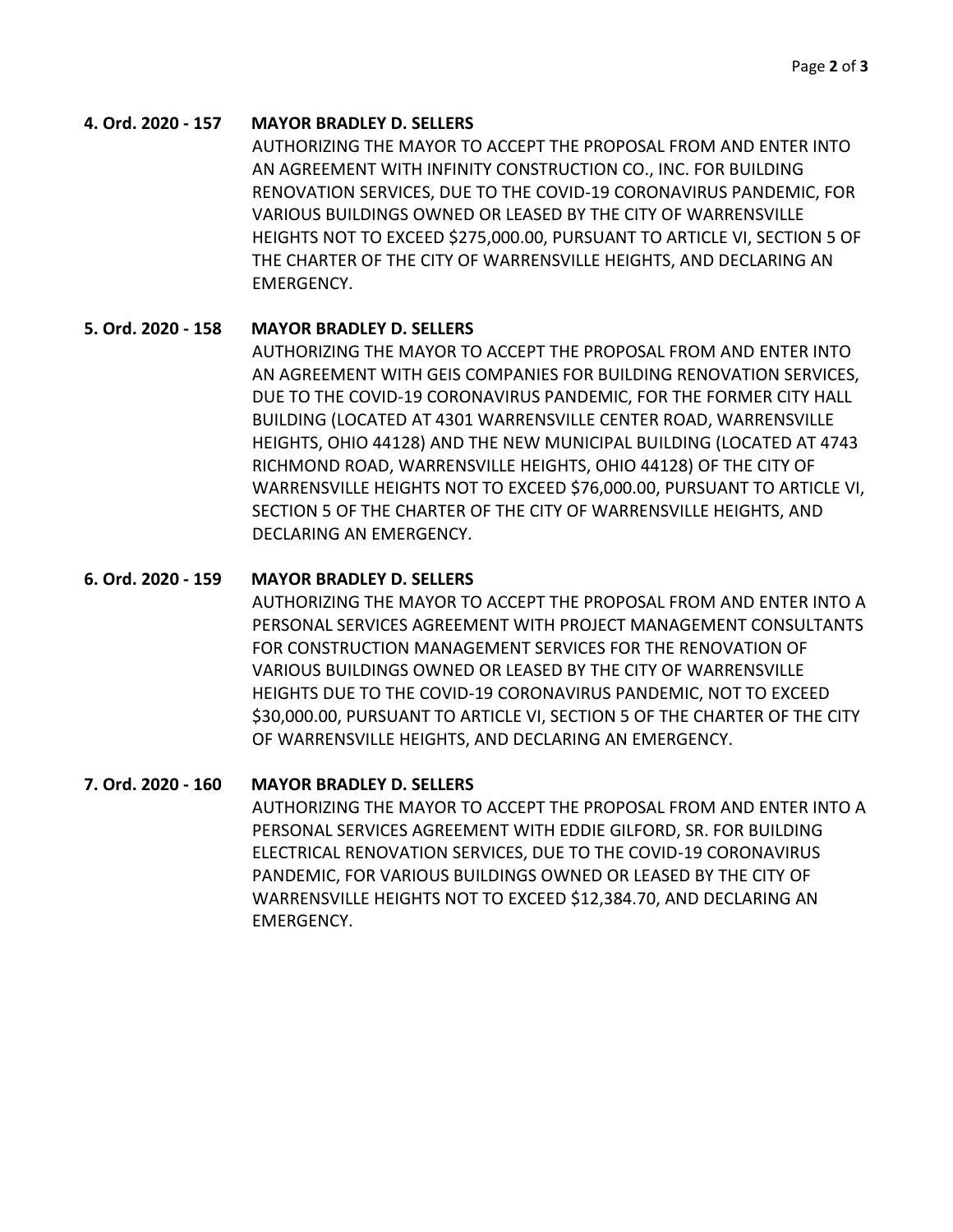**4. Ord. 2020 - 157 MAYOR BRADLEY D. SELLERS**

AUTHORIZING THE MAYOR TO ACCEPT THE PROPOSAL FROM AND ENTER INTO AN AGREEMENT WITH INFINITY CONSTRUCTION CO., INC. FOR BUILDING RENOVATION SERVICES, DUE TO THE COVID-19 CORONAVIRUS PANDEMIC, FOR VARIOUS BUILDINGS OWNED OR LEASED BY THE CITY OF WARRENSVILLE HEIGHTS NOT TO EXCEED $275,000.00, PURSUANT TO ARTICLE VI, SECTION 5 OF THE CHARTER OF THE CITY OF WARRENSVILLE HEIGHTS, AND DECLARING AN EMERGENCY.

**5. Ord. 2020 - 158 MAYOR BRADLEY D. SELLERS**

AUTHORIZING THE MAYOR TO ACCEPT THE PROPOSAL FROM AND ENTER INTO AN AGREEMENT WITH GEIS COMPANIES FOR BUILDING RENOVATION SERVICES, DUE TO THE COVID-19 CORONAVIRUS PANDEMIC, FOR THE FORMER CITY HALL BUILDING (LOCATED AT 4301 WARRENSVILLE CENTER ROAD, WARRENSVILLE HEIGHTS, OHIO 44128) AND THE NEW MUNICIPAL BUILDING (LOCATED AT 4743 RICHMOND ROAD, WARRENSVILLE HEIGHTS, OHIO 44128) OF THE CITY OF WARRENSVILLE HEIGHTS NOT TO EXCEED $76,000.00, PURSUANT TO ARTICLE VI, SECTION 5 OF THE CHARTER OF THE CITY OF WARRENSVILLE HEIGHTS, AND DECLARING AN EMERGENCY.

**6. Ord. 2020 - 159 MAYOR BRADLEY D. SELLERS**

AUTHORIZING THE MAYOR TO ACCEPT THE PROPOSAL FROM AND ENTER INTO A PERSONAL SERVICES AGREEMENT WITH PROJECT MANAGEMENT CONSULTANTS FOR CONSTRUCTION MANAGEMENT SERVICES FOR THE RENOVATION OF VARIOUS BUILDINGS OWNED OR LEASED BY THE CITY OF WARRENSVILLE HEIGHTS DUE TO THE COVID-19 CORONAVIRUS PANDEMIC, NOT TO EXCEED $30,000.00, PURSUANT TO ARTICLE VI, SECTION 5 OF THE CHARTER OF THE CITY OF WARRENSVILLE HEIGHTS, AND DECLARING AN EMERGENCY.

**7. Ord. 2020 - 160 MAYOR BRADLEY D. SELLERS**

AUTHORIZING THE MAYOR TO ACCEPT THE PROPOSAL FROM AND ENTER INTO A PERSONAL SERVICES AGREEMENT WITH EDDIE GILFORD, SR. FOR BUILDING ELECTRICAL RENOVATION SERVICES, DUE TO THE COVID-19 CORONAVIRUS PANDEMIC, FOR VARIOUS BUILDINGS OWNED OR LEASED BY THE CITY OF WARRENSVILLE HEIGHTS NOT TO EXCEED $12,384.70, AND DECLARING AN EMERGENCY.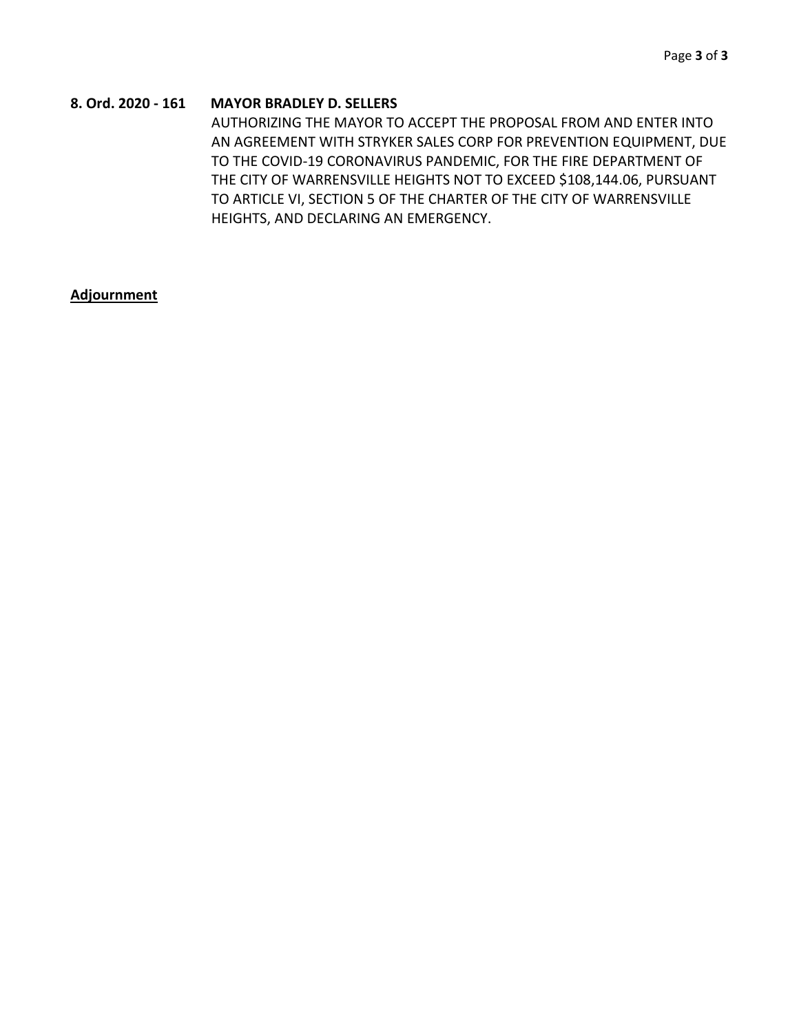**8. Ord. 2020 - 161 MAYOR BRADLEY D. SELLERS**

AUTHORIZING THE MAYOR TO ACCEPT THE PROPOSAL FROM AND ENTER INTO AN AGREEMENT WITH STRYKER SALES CORP FOR PREVENTION EQUIPMENT, DUE TO THE COVID-19 CORONAVIRUS PANDEMIC, FOR THE FIRE DEPARTMENT OF THE CITY OF WARRENSVILLE HEIGHTS NOT TO EXCEED $108,144.06, PURSUANT TO ARTICLE VI, SECTION 5 OF THE CHARTER OF THE CITY OF WARRENSVILLE HEIGHTS, AND DECLARING AN EMERGENCY.

**Adjournment**